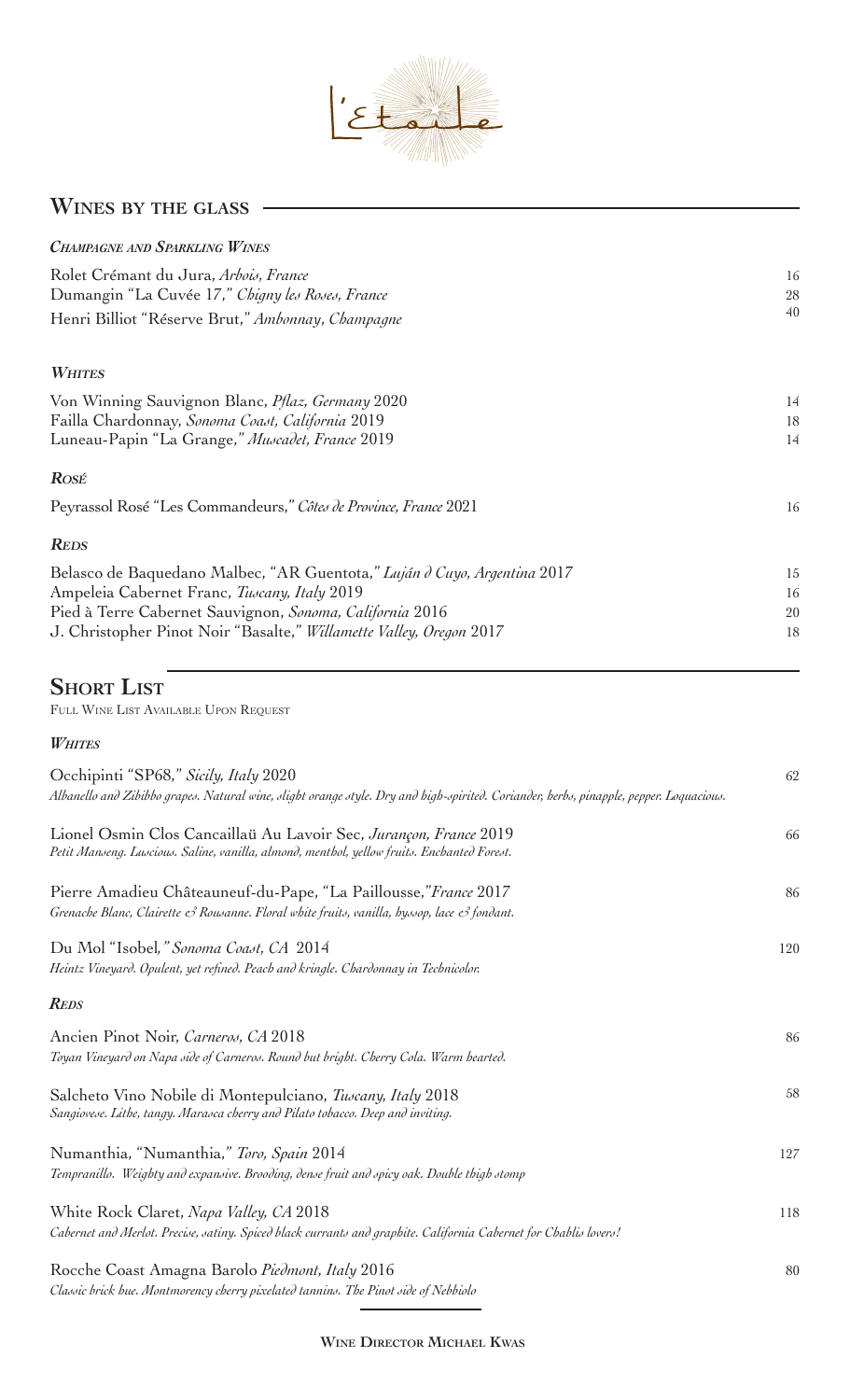# L'Etoile

## Wines by the Glass

### *Champagne and Sparkling Wines*

| | |
|---|---|
| Rolet Crémant du Jura, *Arbois, France* | 16 |
| Dumangin "La Cuvée 17," *Chigny les Roses, France* | 28 |
| Henri Billiot "Réserve Brut," *Ambonnay, Champagne* | 40 |

### *Whites*

| | |
|---|---|
| Von Winning Sauvignon Blanc, *Pflaz, Germany* 2020 | 14 |
| Failla Chardonnay, *Sonoma Coast, California* 2019 | 18 |
| Luneau-Papin "La Grange," *Muscadet, France* 2019 | 14 |

### *Rosé*

| | |
|---|---|
| Peyrassol Rosé "Les Commandeurs," *Côtes de Province, France* 2021 | 16 |

### *Reds*

| | |
|---|---|
| Belasco de Baquedano Malbec, "AR Guentota," *Luján d Cuyo, Argentina* 2017 | 15 |
| Ampeleia Cabernet Franc, *Tuscany, Italy* 2019 | 16 |
| Pied à Terre Cabernet Sauvignon, *Sonoma, California* 2016 | 20 |
| J. Christopher Pinot Noir "Basalte," *Willamette Valley, Oregon* 2017 | 18 |

## Short List

Full Wine List Available Upon Request

### *Whites*

Occhipinti "SP68," *Sicily, Italy* 2020 — 62
*Albanello and Zibibbo grapes. Natural wine, slight orange style. Dry and high-spirited. Coriander, herbs, pinapple, pepper. Loquacious.*

Lionel Osmin Clos Cancaillaü Au Lavoir Sec, *Jurançon, France* 2019 — 66
*Petit Manseng. Luscious. Saline, vanilla, almond, menthol, yellow fruits. Enchanted Forest.*

Pierre Amadieu Châteauneuf-du-Pape, "La Paillousse," *France* 2017 — 86
*Grenache Blanc, Clairette & Rousanne. Floral white fruits, vanilla, hyssop, lace & fondant.*

Du Mol "Isobel," *Sonoma Coast, CA* 2014 — 120
*Heintz Vineyard. Opulent, yet refined. Peach and kringle. Chardonnay in Technicolor.*

### *Reds*

Ancien Pinot Noir, *Carneros, CA* 2018 — 86
*Toyan Vineyard on Napa side of Carneros. Round but bright. Cherry Cola. Warm hearted.*

Salcheto Vino Nobile di Montepulciano, *Tuscany, Italy* 2018 — 58
*Sangiovese. Lithe, tangy. Marasca cherry and Pilato tobacco. Deep and inviting.*

Numanthia, "Numanthia," *Toro, Spain* 2014 — 127
*Tempranillo. Weighty and expansive. Brooding, dense fruit and spicy oak. Double thigh stomp*

White Rock Claret, *Napa Valley, CA* 2018 — 118
*Cabernet and Merlot. Precise, satiny. Spiced black currants and graphite. California Cabernet for Chablis lovers!*

Rocche Coast Amagna Barolo *Piedmont, Italy* 2016 — 80
*Classic brick hue. Montmorency cherry pixelated tannins. The Pinot side of Nebbiolo*

Wine Director Michael Kwas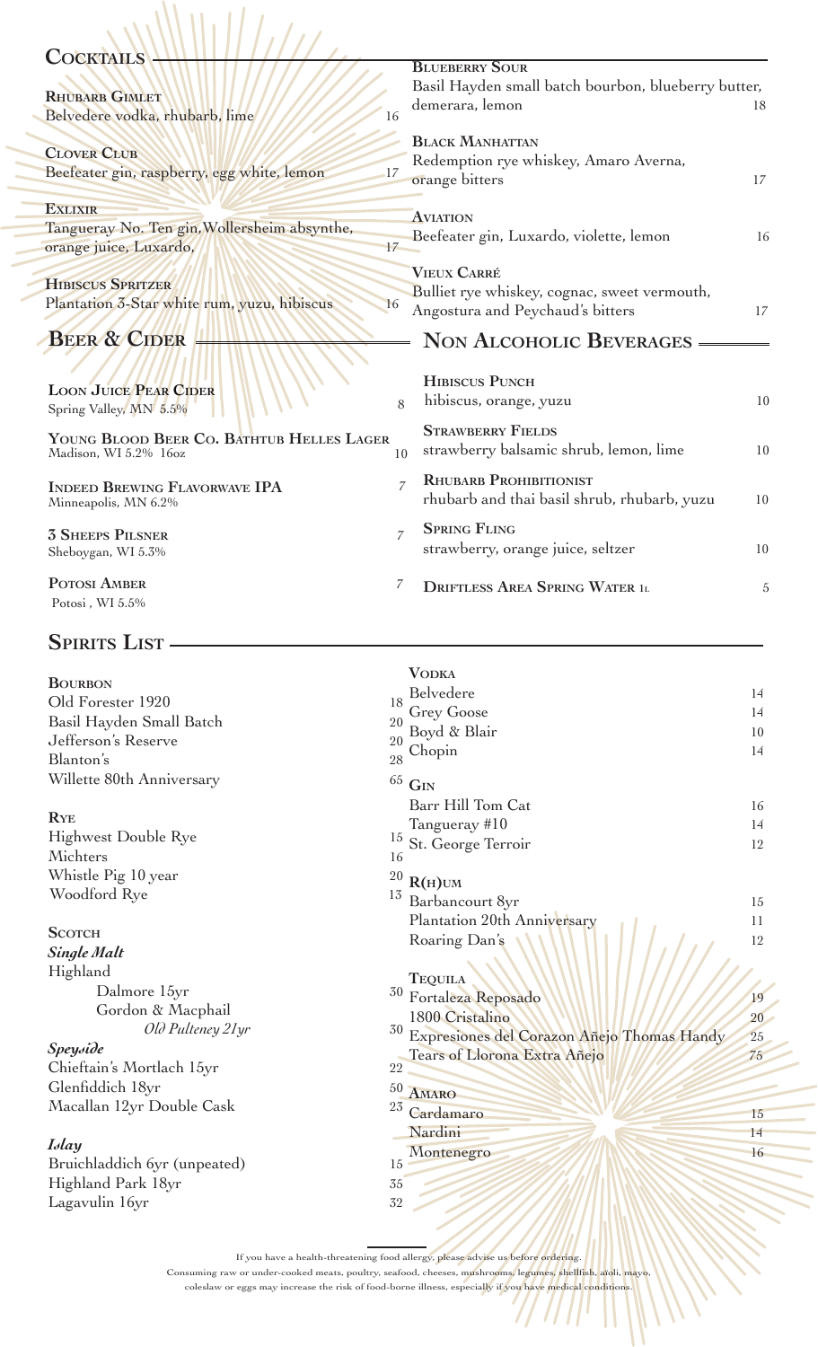## Cocktails

**Rhubarb Gimlet**
Belvedere vodka, rhubarb, lime — 16

**Clover Club**
Beefeater gin, raspberry, egg white, lemon — 17

**Exlixir**
Tanqueray No. Ten gin,Wollersheim absynthe, orange juice, Luxardo, — 17

**Hibiscus Spritzer**
Plantation 3-Star white rum, yuzu, hibiscus — 16

**Blueberry Sour**
Basil Hayden small batch bourbon, blueberry butter, demerara, lemon — 18

**Black Manhattan**
Redemption rye whiskey, Amaro Averna, orange bitters — 17

**Aviation**
Beefeater gin, Luxardo, violette, lemon — 16

**Vieux Carré**
Bulliet rye whiskey, cognac, sweet vermouth, Angostura and Peychaud's bitters — 17

## Beer & Cider

**Loon Juice Pear Cider** — 8
Spring Valley, MN 5.5%

**Young Blood Beer Co. Bathtub Helles Lager** — 10
Madison, WI 5.2% 16oz

**Indeed Brewing Flavorwave IPA** — 7
Minneapolis, MN 6.2%

**3 Sheeps Pilsner** — 7
Sheboygan, WI 5.3%

**Potosi Amber** — 7
Potosi , WI 5.5%

## Non Alcoholic Beverages

**Hibiscus Punch**
hibiscus, orange, yuzu — 10

**Strawberry Fields**
strawberry balsamic shrub, lemon, lime — 10

**Rhubarb Prohibitionist**
rhubarb and thai basil shrub, rhubarb, yuzu — 10

**Spring Fling**
strawberry, orange juice, seltzer — 10

**Driftless Area Spring Water 1L** — 5

## Spirits List

### Bourbon
- Old Forester 1920 — 18
- Basil Hayden Small Batch — 20
- Jefferson's Reserve — 20
- Blanton's — 28
- Willette 80th Anniversary — 65

### Rye
- Highwest Double Rye — 15
- Michters — 16
- Whistle Pig 10 year — 20
- Woodford Rye — 13

### Scotch
***Single Malt***

Highland
- Dalmore 15yr — 30
- Gordon & Macphail *Old Pulteney 21yr* — 30

*Speyside*
- Chieftain's Mortlach 15yr — 22
- Glenfiddich 18yr — 50
- Macallan 12yr Double Cask — 23

*Islay*
- Bruichladdich 6yr (unpeated) — 15
- Highland Park 18yr — 35
- Lagavulin 16yr — 32

### Vodka
- Belvedere — 14
- Grey Goose — 14
- Boyd & Blair — 10
- Chopin — 14

### Gin
- Barr Hill Tom Cat — 16
- Tangueray #10 — 14
- St. George Terroir — 12

### R(h)um
- Barbancourt 8yr — 15
- Plantation 20th Anniversary — 11
- Roaring Dan's — 12

### Tequila
- Fortaleza Reposado — 19
- 1800 Cristalino — 20
- Expresiones del Corazon Añejo Thomas Handy — 25
- Tears of Llorona Extra Añejo — 75

### Amaro
- Cardamaro — 15
- Nardini — 14
- Montenegro — 16

If you have a health-threatening food allergy, please advise us before ordering.
Consuming raw or under-cooked meats, poultry, seafood, cheeses, mushrooms, legumes, shellfish, aïoli, mayo, coleslaw or eggs may increase the risk of food-borne illness, especially if you have medical conditions.